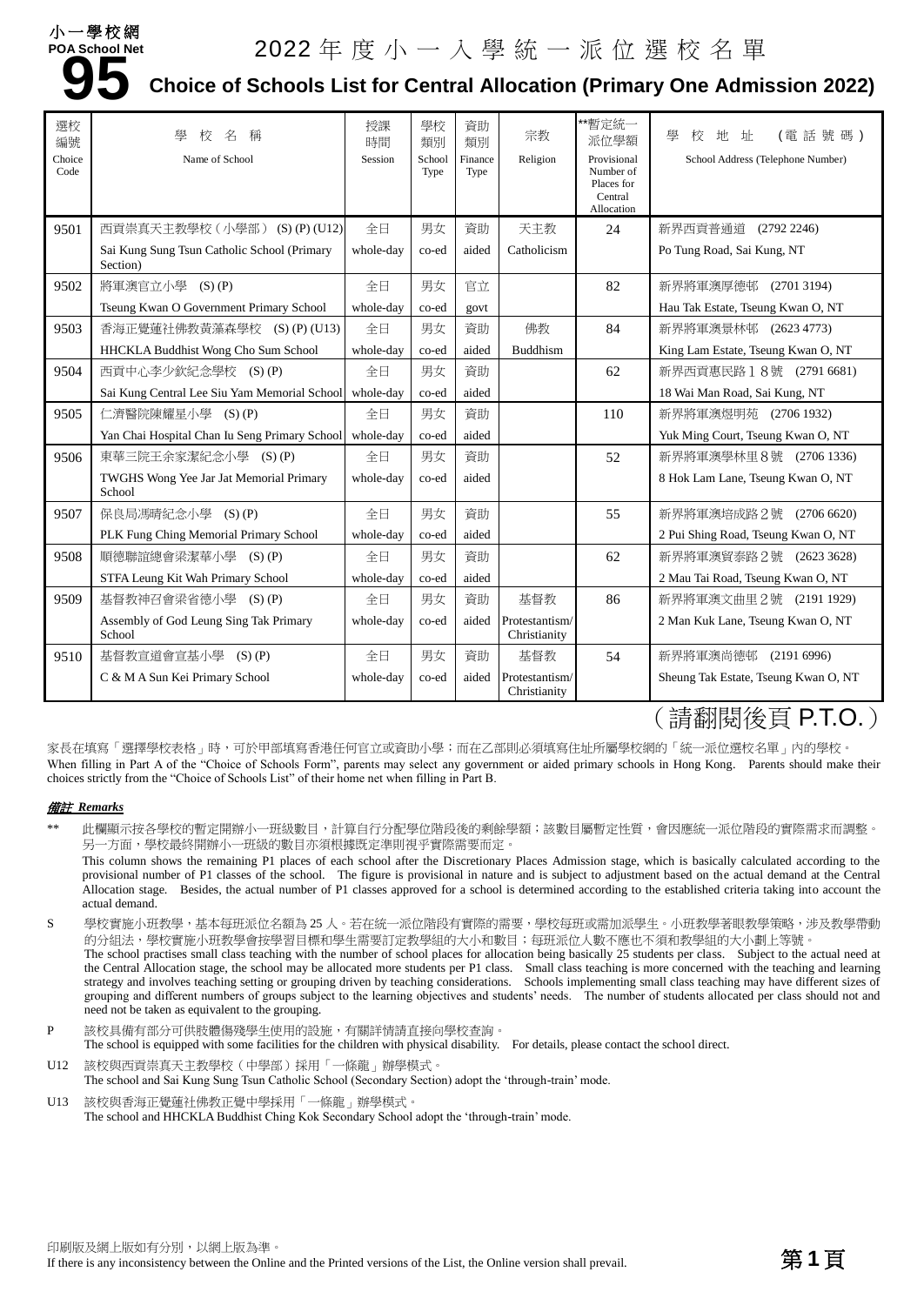小一學校網
POA School Net
**95**

# 2022 年 度 小 一 入 學 統 一 派 位 選 校 名 單

## Choice of Schools List for Central Allocation (Primary One Admission 2022)

| 選校編號 Choice Code | 學 校 名 稱 Name of School | 授課時間 Session | 學校類別 School Type | 資助類別 Finance Type | 宗教 Religion | **暫定統一派位學額 Provisional Number of Places for Central Allocation | 學 校 地 址 (電 話 號 碼) School Address (Telephone Number) |
|---|---|---|---|---|---|---|---|
| 9501 | 西貢崇真天主教學校（小學部） (S) (P) (U12)<br>Sai Kung Sung Tsun Catholic School (Primary Section) | 全日<br>whole-day | 男女<br>co-ed | 資助<br>aided | 天主教<br>Catholicism | 24 | 新界西貢普通道 (2792 2246)<br>Po Tung Road, Sai Kung, NT |
| 9502 | 將軍澳官立小學 (S) (P)<br>Tseung Kwan O Government Primary School | 全日<br>whole-day | 男女<br>co-ed | 官立<br>govt | | 82 | 新界將軍澳厚德邨 (2701 3194)<br>Hau Tak Estate, Tseung Kwan O, NT |
| 9503 | 香海正覺蓮社佛教黃藻森學校 (S) (P) (U13)<br>HHCKLA Buddhist Wong Cho Sum School | 全日<br>whole-day | 男女<br>co-ed | 資助<br>aided | 佛教<br>Buddhism | 84 | 新界將軍澳景林邨 (2623 4773)<br>King Lam Estate, Tseung Kwan O, NT |
| 9504 | 西貢中心李少欽紀念學校 (S) (P)<br>Sai Kung Central Lee Siu Yam Memorial School | 全日<br>whole-day | 男女<br>co-ed | 資助<br>aided | | 62 | 新界西貢惠民路１８號 (2791 6681)<br>18 Wai Man Road, Sai Kung, NT |
| 9505 | 仁濟醫院陳耀星小學 (S) (P)<br>Yan Chai Hospital Chan Iu Seng Primary School | 全日<br>whole-day | 男女<br>co-ed | 資助<br>aided | | 110 | 新界將軍澳煜明苑 (2706 1932)<br>Yuk Ming Court, Tseung Kwan O, NT |
| 9506 | 東華三院王余家潔紀念小學 (S) (P)<br>TWGHS Wong Yee Jar Jat Memorial Primary School | 全日<br>whole-day | 男女<br>co-ed | 資助<br>aided | | 52 | 新界將軍澳學林里８號 (2706 1336)<br>8 Hok Lam Lane, Tseung Kwan O, NT |
| 9507 | 保良局馮晴紀念小學 (S) (P)<br>PLK Fung Ching Memorial Primary School | 全日<br>whole-day | 男女<br>co-ed | 資助<br>aided | | 55 | 新界將軍澳培成路２號 (2706 6620)<br>2 Pui Shing Road, Tseung Kwan O, NT |
| 9508 | 順德聯誼總會梁潔華小學 (S) (P)<br>STFA Leung Kit Wah Primary School | 全日<br>whole-day | 男女<br>co-ed | 資助<br>aided | | 62 | 新界將軍澳貿泰路２號 (2623 3628)<br>2 Mau Tai Road, Tseung Kwan O, NT |
| 9509 | 基督教神召會梁省德小學 (S) (P)<br>Assembly of God Leung Sing Tak Primary School | 全日<br>whole-day | 男女<br>co-ed | 資助<br>aided | 基督教<br>Protestantism/ Christianity | 86 | 新界將軍澳文曲里２號 (2191 1929)<br>2 Man Kuk Lane, Tseung Kwan O, NT |
| 9510 | 基督教宣道會宣基小學 (S) (P)<br>C & M A Sun Kei Primary School | 全日<br>whole-day | 男女<br>co-ed | 資助<br>aided | 基督教<br>Protestantism/ Christianity | 54 | 新界將軍澳尚德邨 (2191 6996)<br>Sheung Tak Estate, Tseung Kwan O, NT |

（請翻閱後頁 P.T.O.）

家長在填寫「選擇學校表格」時，可於甲部填寫香港任何官立或資助小學；而在乙部則必須填寫住址所屬學校網的「統一派位選校名單」內的學校。
When filling in Part A of the "Choice of Schools Form", parents may select any government or aided primary schools in Hong Kong. Parents should make their choices strictly from the "Choice of Schools List" of their home net when filling in Part B.

***備註 Remarks***

** 此欄顯示按各學校的暫定開辦小一班級數目，計算自行分配學位階段後的剩餘學額；該數目屬暫定性質，會因應統一派位階段的實際需求而調整。另一方面，學校最終開辦小一班級的數目亦須根據既定準則視乎實際需要而定。
This column shows the remaining P1 places of each school after the Discretionary Places Admission stage, which is basically calculated according to the provisional number of P1 classes of the school. The figure is provisional in nature and is subject to adjustment based on the actual demand at the Central Allocation stage. Besides, the actual number of P1 classes approved for a school is determined according to the established criteria taking into account the actual demand.

S 學校實施小班教學，基本每班派位名額為 25 人。若在統一派位階段有實際的需要，學校每班或需加派學生。小班教學著眼教學策略，涉及教學帶動的分組法，學校實施小班教學會按學習目標和學生需要訂定教學組的大小和數目；每班派位人數不應也不須和教學組的大小劃上等號。
The school practises small class teaching with the number of school places for allocation being basically 25 students per class. Subject to the actual need at the Central Allocation stage, the school may be allocated more students per P1 class. Small class teaching is more concerned with the teaching and learning strategy and involves teaching setting or grouping driven by teaching considerations. Schools implementing small class teaching may have different sizes of grouping and different numbers of groups subject to the learning objectives and students' needs. The number of students allocated per class should not and need not be taken as equivalent to the grouping.

P 該校具備有部分可供肢體傷殘學生使用的設施，有關詳情請直接向學校查詢。
The school is equipped with some facilities for the children with physical disability. For details, please contact the school direct.

U12 該校與西貢崇真天主教學校（中學部）採用「一條龍」辦學模式。
The school and Sai Kung Sung Tsun Catholic School (Secondary Section) adopt the 'through-train' mode.

U13 該校與香海正覺蓮社佛教正覺中學採用「一條龍」辦學模式。
The school and HHCKLA Buddhist Ching Kok Secondary School adopt the 'through-train' mode.

印刷版及網上版如有分別，以網上版為準。
If there is any inconsistency between the Online and the Printed versions of the List, the Online version shall prevail.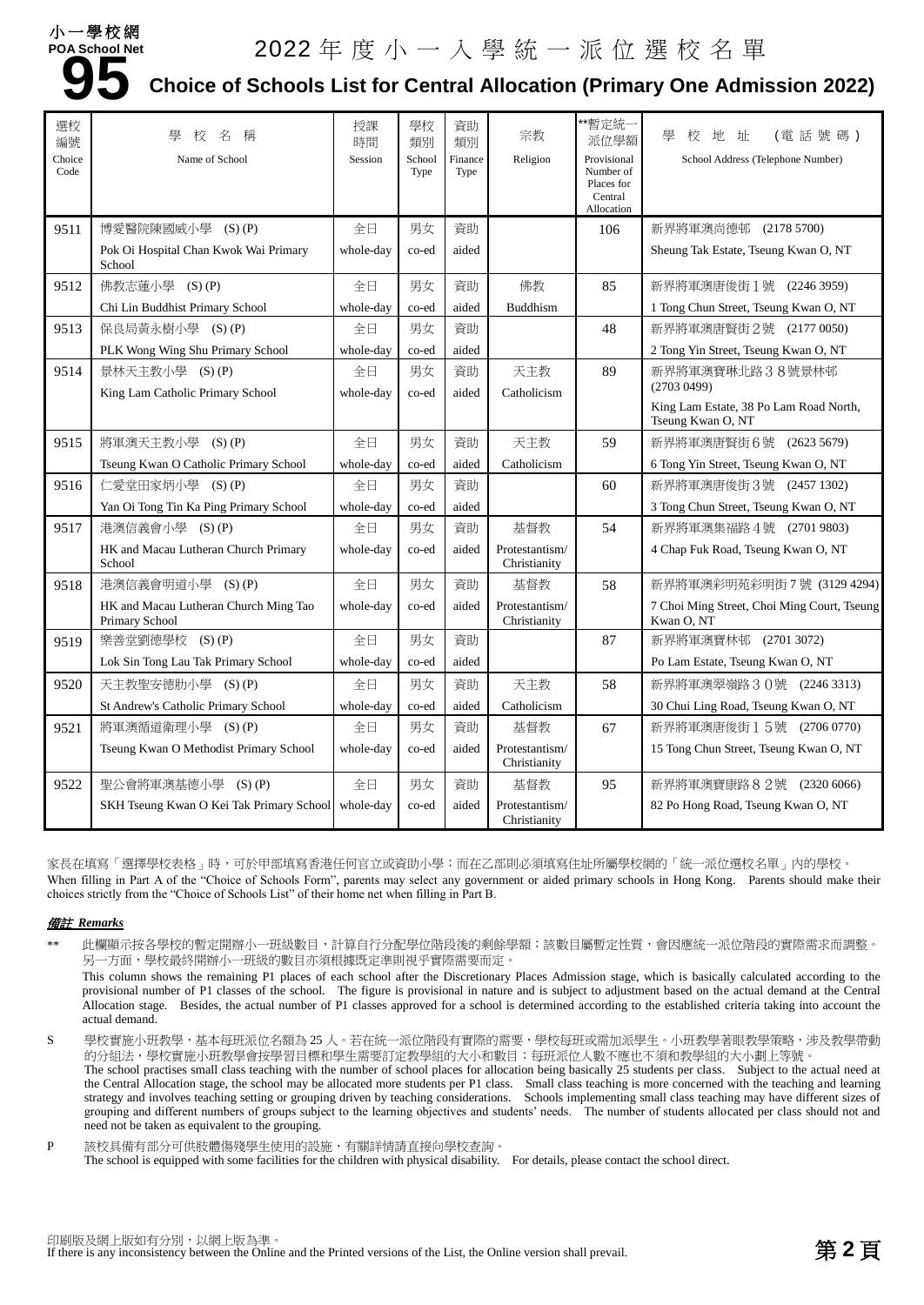小一學校網
POA School Net
95

# 2022 年 度 小 一 入 學 統 一 派 位 選 校 名 單

## Choice of Schools List for Central Allocation (Primary One Admission 2022)

| 選校編號 Choice Code | 學 校 名 稱 Name of School | 授課時間 Session | 學校類別 School Type | 資助類別 Finance Type | 宗教 Religion | **暫定統一派位學額 Provisional Number of Places for Central Allocation | 學 校 地 址 (電 話 號 碼 ) School Address (Telephone Number) |
|---|---|---|---|---|---|---|---|
| 9511 | 博愛醫院陳國威小學 (S) (P) | 全日 | 男女 | 資助 | | 106 | 新界將軍澳尚德邨 (2178 5700) |
| | Pok Oi Hospital Chan Kwok Wai Primary School | whole-day | co-ed | aided | | | Sheung Tak Estate, Tseung Kwan O, NT |
| 9512 | 佛教志蓮小學 (S) (P) | 全日 | 男女 | 資助 | 佛教 | 85 | 新界將軍澳唐俊街１號 (2246 3959) |
| | Chi Lin Buddhist Primary School | whole-day | co-ed | aided | Buddhism | | 1 Tong Chun Street, Tseung Kwan O, NT |
| 9513 | 保良局黃永樹小學 (S) (P) | 全日 | 男女 | 資助 | | 48 | 新界將軍澳唐賢街２號 (2177 0050) |
| | PLK Wong Wing Shu Primary School | whole-day | co-ed | aided | | | 2 Tong Yin Street, Tseung Kwan O, NT |
| 9514 | 景林天主教小學 (S) (P) | 全日 | 男女 | 資助 | 天主教 | 89 | 新界將軍澳寶琳北路３８號景林邨 (2703 0499) |
| | King Lam Catholic Primary School | whole-day | co-ed | aided | Catholicism | | King Lam Estate, 38 Po Lam Road North, Tseung Kwan O, NT |
| 9515 | 將軍澳天主教小學 (S) (P) | 全日 | 男女 | 資助 | 天主教 | 59 | 新界將軍澳唐賢街６號 (2623 5679) |
| | Tseung Kwan O Catholic Primary School | whole-day | co-ed | aided | Catholicism | | 6 Tong Yin Street, Tseung Kwan O, NT |
| 9516 | 仁愛堂田家炳小學 (S) (P) | 全日 | 男女 | 資助 | | 60 | 新界將軍澳唐俊街３號 (2457 1302) |
| | Yan Oi Tong Tin Ka Ping Primary School | whole-day | co-ed | aided | | | 3 Tong Chun Street, Tseung Kwan O, NT |
| 9517 | 港澳信義會小學 (S) (P) | 全日 | 男女 | 資助 | 基督教 | 54 | 新界將軍澳集福路４號 (2701 9803) |
| | HK and Macau Lutheran Church Primary School | whole-day | co-ed | aided | Protestantism/ Christianity | | 4 Chap Fuk Road, Tseung Kwan O, NT |
| 9518 | 港澳信義會明道小學 (S) (P) | 全日 | 男女 | 資助 | 基督教 | 58 | 新界將軍澳彩明苑彩明街７號 (3129 4294) |
| | HK and Macau Lutheran Church Ming Tao Primary School | whole-day | co-ed | aided | Protestantism/ Christianity | | 7 Choi Ming Street, Choi Ming Court, Tseung Kwan O, NT |
| 9519 | 樂善堂劉德學校 (S) (P) | 全日 | 男女 | 資助 | | 87 | 新界將軍澳寶林邨 (2701 3072) |
| | Lok Sin Tong Lau Tak Primary School | whole-day | co-ed | aided | | | Po Lam Estate, Tseung Kwan O, NT |
| 9520 | 天主教聖安德肋小學 (S) (P) | 全日 | 男女 | 資助 | 天主教 | 58 | 新界將軍澳翠嶺路３０號 (2246 3313) |
| | St Andrew's Catholic Primary School | whole-day | co-ed | aided | Catholicism | | 30 Chui Ling Road, Tseung Kwan O, NT |
| 9521 | 將軍澳循道衛理小學 (S) (P) | 全日 | 男女 | 資助 | 基督教 | 67 | 新界將軍澳唐俊街１５號 (2706 0770) |
| | Tseung Kwan O Methodist Primary School | whole-day | co-ed | aided | Protestantism/ Christianity | | 15 Tong Chun Street, Tseung Kwan O, NT |
| 9522 | 聖公會將軍澳基德小學 (S) (P) | 全日 | 男女 | 資助 | 基督教 | 95 | 新界將軍澳寶康路８２號 (2320 6066) |
| | SKH Tseung Kwan O Kei Tak Primary School | whole-day | co-ed | aided | Protestantism/ Christianity | | 82 Po Hong Road, Tseung Kwan O, NT |

家長在填寫「選擇學校表格」時，可於甲部填寫香港任何官立或資助小學；而在乙部則必須填寫住址所屬學校網的「統一派位選校名單」內的學校。
When filling in Part A of the "Choice of Schools Form", parents may select any government or aided primary schools in Hong Kong. Parents should make their choices strictly from the "Choice of Schools List" of their home net when filling in Part B.

***備註 Remarks***

** 此欄顯示按各學校的暫定開辦小一班級數目，計算自行分配學位階段後的剩餘學額；該數目屬暫定性質，會因應統一派位階段的實際需求而調整。另一方面，學校最終開辦小一班級的數目亦須根據既定準則視乎實際需要而定。
This column shows the remaining P1 places of each school after the Discretionary Places Admission stage, which is basically calculated according to the provisional number of P1 classes of the school. The figure is provisional in nature and is subject to adjustment based on the actual demand at the Central Allocation stage. Besides, the actual number of P1 classes approved for a school is determined according to the established criteria taking into account the actual demand.

S 學校實施小班教學，基本每班派位名額為 25 人。若在統一派位階段有實際的需要，學校每班或需加派學生。小班教學著眼教學策略，涉及教學帶動的分組法，學校實施小班教學會按學習目標和學生需要訂定教學組的大小和數目；每班派位人數不應也不須和教學組的大小劃上等號。
The school practises small class teaching with the number of school places for allocation being basically 25 students per class. Subject to the actual need at the Central Allocation stage, the school may be allocated more students per P1 class. Small class teaching is more concerned with the teaching and learning strategy and involves teaching setting or grouping driven by teaching considerations. Schools implementing small class teaching may have different sizes of grouping and different numbers of groups subject to the learning objectives and students' needs. The number of students allocated per class should not and need not be taken as equivalent to the grouping.

P 該校具備有部分可供肢體傷殘學生使用的設施，有關詳情請直接向學校查詢。
The school is equipped with some facilities for the children with physical disability. For details, please contact the school direct.

印刷版及網上版如有分別，以網上版為準。
If there is any inconsistency between the Online and the Printed versions of the List, the Online version shall prevail.